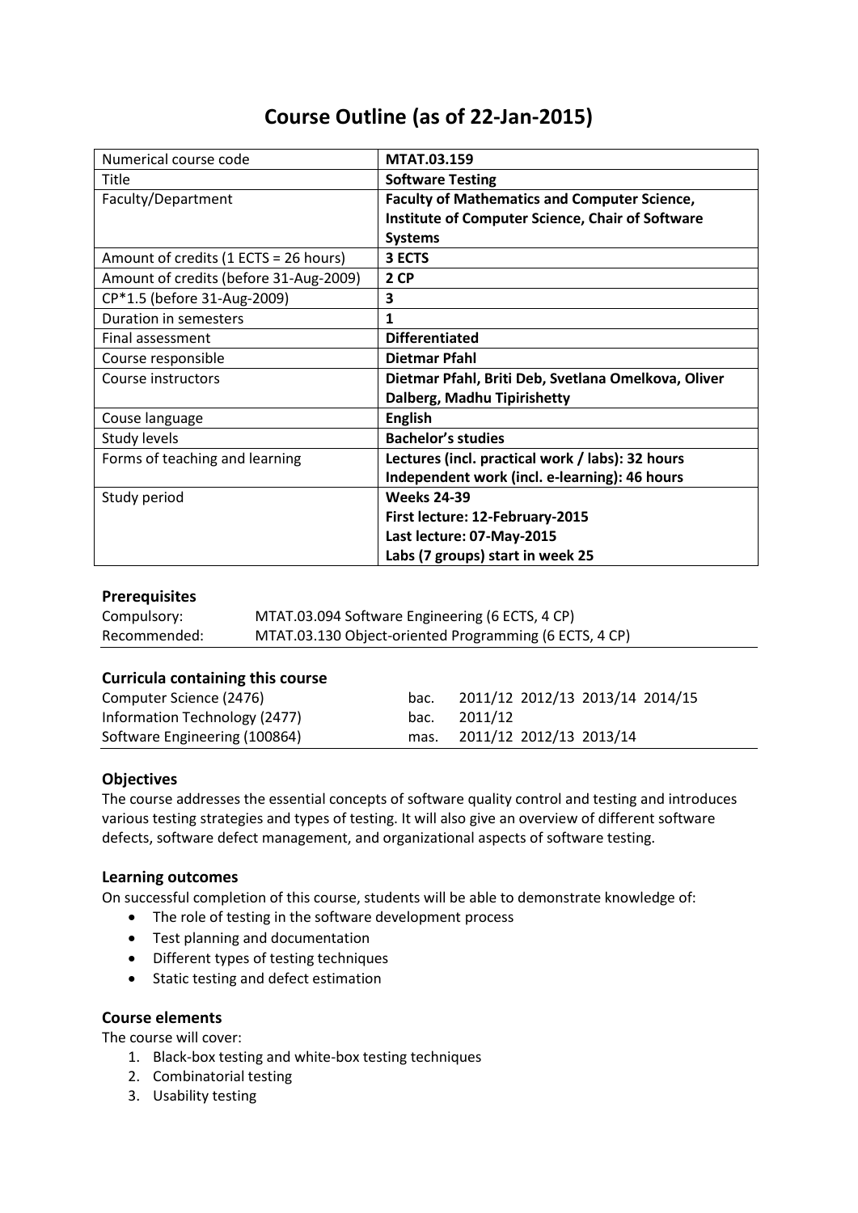# Course Outline (as of 22-Jan-2015)

| | |
|---|---|
| Numerical course code | **MTAT.03.159** |
| Title | **Software Testing** |
| Faculty/Department | **Faculty of Mathematics and Computer Science, Institute of Computer Science, Chair of Software Systems** |
| Amount of credits (1 ECTS = 26 hours) | **3 ECTS** |
| Amount of credits (before 31-Aug-2009) | **2 CP** |
| CP*1.5 (before 31-Aug-2009) | **3** |
| Duration in semesters | **1** |
| Final assessment | **Differentiated** |
| Course responsible | **Dietmar Pfahl** |
| Course instructors | **Dietmar Pfahl, Briti Deb, Svetlana Omelkova, Oliver Dalberg, Madhu Tipirishetty** |
| Couse language | **English** |
| Study levels | **Bachelor's studies** |
| Forms of teaching and learning | **Lectures (incl. practical work / labs): 32 hours**<br>**Independent work (incl. e-learning): 46 hours** |
| Study period | **Weeks 24-39**<br>**First lecture: 12-February-2015**<br>**Last lecture: 07-May-2015**<br>**Labs (7 groups) start in week 25** |

### Prerequisites

| | |
|---|---|
| Compulsory: | MTAT.03.094 Software Engineering (6 ECTS, 4 CP) |
| Recommended: | MTAT.03.130 Object-oriented Programming (6 ECTS, 4 CP) |

### Curricula containing this course

| | | |
|---|---|---|
| Computer Science (2476) | bac. | 2011/12 2012/13 2013/14 2014/15 |
| Information Technology (2477) | bac. | 2011/12 |
| Software Engineering (100864) | mas. | 2011/12 2012/13 2013/14 |

### Objectives

The course addresses the essential concepts of software quality control and testing and introduces various testing strategies and types of testing. It will also give an overview of different software defects, software defect management, and organizational aspects of software testing.

### Learning outcomes

On successful completion of this course, students will be able to demonstrate knowledge of:

- The role of testing in the software development process
- Test planning and documentation
- Different types of testing techniques
- Static testing and defect estimation

### Course elements

The course will cover:

1. Black-box testing and white-box testing techniques
2. Combinatorial testing
3. Usability testing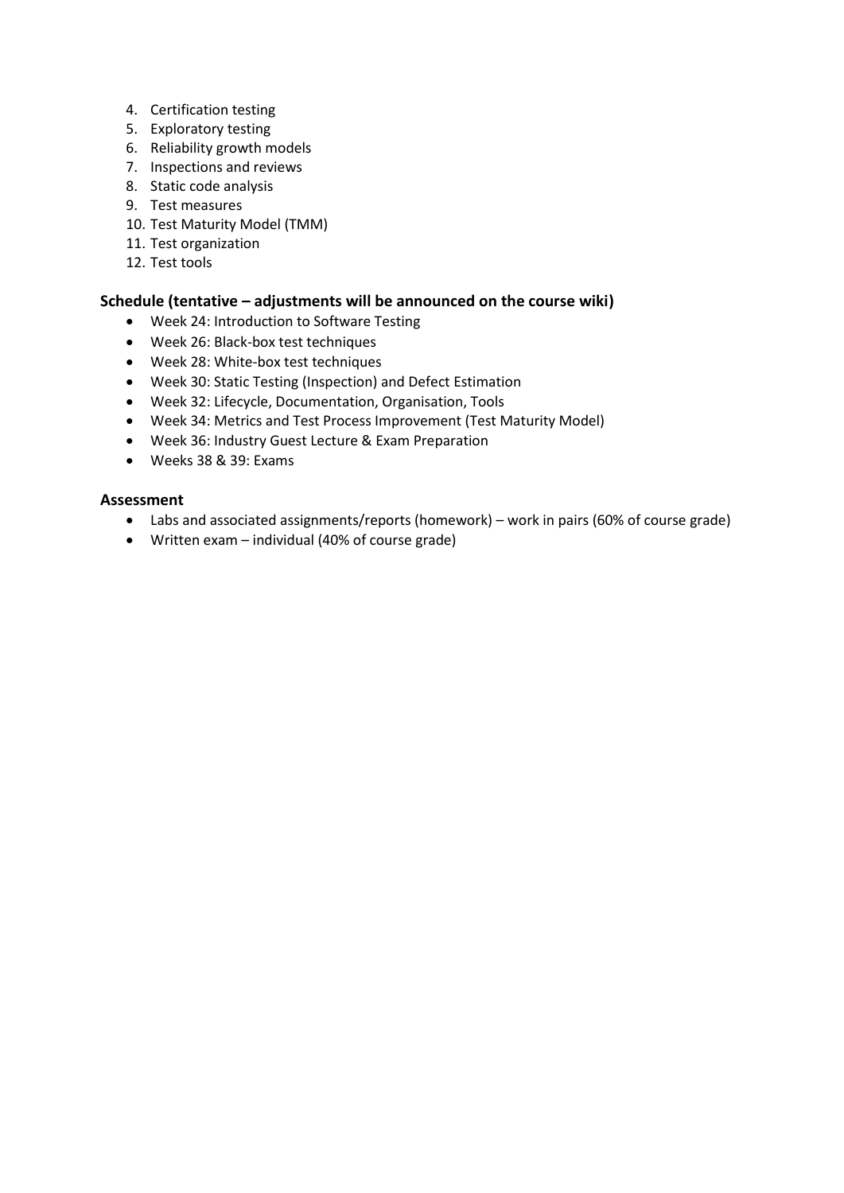4. Certification testing
5. Exploratory testing
6. Reliability growth models
7. Inspections and reviews
8. Static code analysis
9. Test measures
10. Test Maturity Model (TMM)
11. Test organization
12. Test tools

### Schedule (tentative – adjustments will be announced on the course wiki)

- Week 24: Introduction to Software Testing
- Week 26: Black-box test techniques
- Week 28: White-box test techniques
- Week 30: Static Testing (Inspection) and Defect Estimation
- Week 32: Lifecycle, Documentation, Organisation, Tools
- Week 34: Metrics and Test Process Improvement (Test Maturity Model)
- Week 36: Industry Guest Lecture & Exam Preparation
- Weeks 38 & 39: Exams

### Assessment

- Labs and associated assignments/reports (homework) – work in pairs (60% of course grade)
- Written exam – individual (40% of course grade)